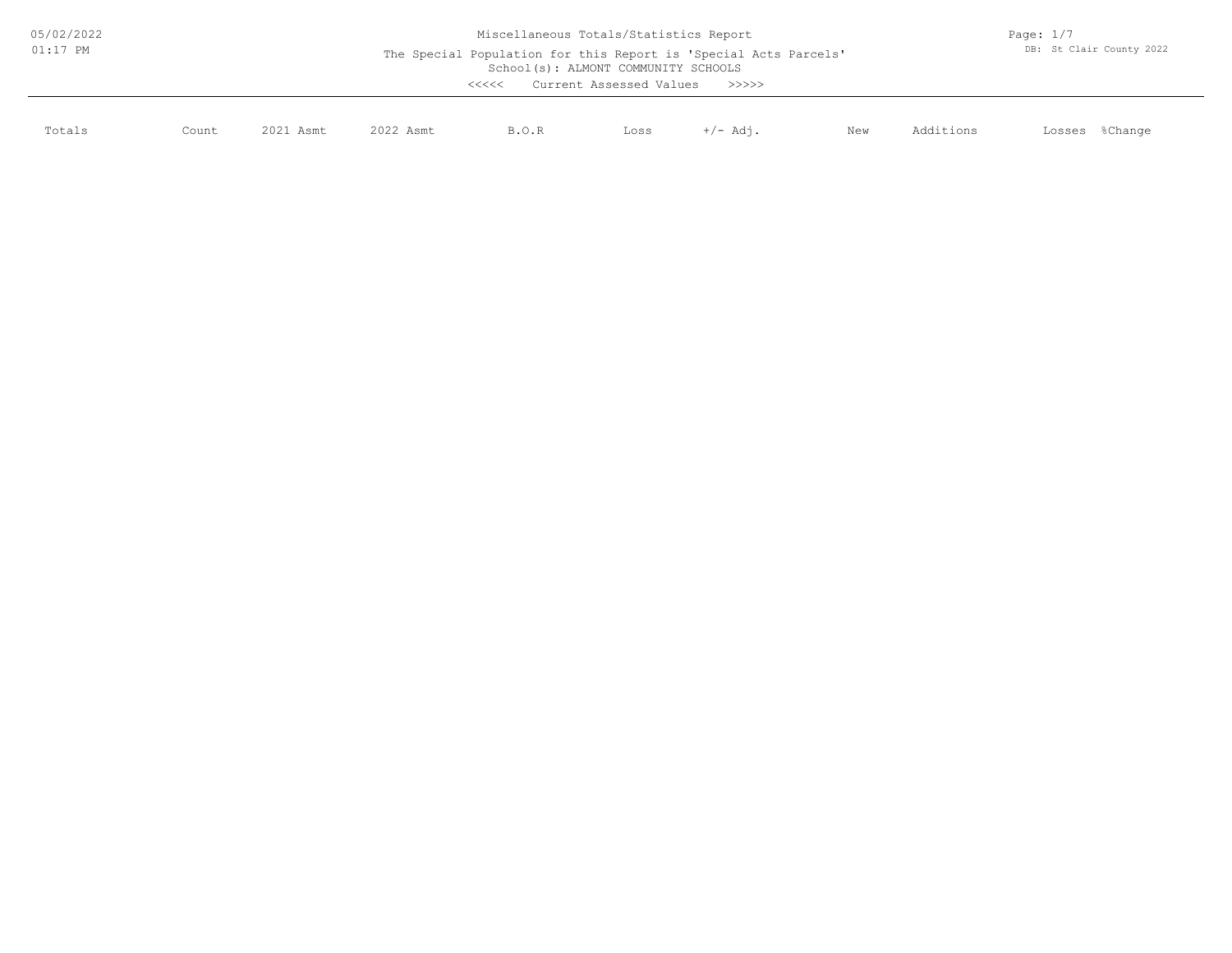Miscellaneous Totals/Statistics Report

The Special Population for this Report is 'Special Acts Parcels'

School(s): ALMONT COMMUNITY SCHOOLS

<<<<< Current Assessed Values >>>>>

05/02/2022 01:17 PM

DB: St Clair County 2022

| Totals | Count | 2021 Asmt | 2022 Asmt | B.O.R | Loss | +/- Adj. | New | Additions | Losses | %Change |
|---|---|---|---|---|---|---|---|---|---|---|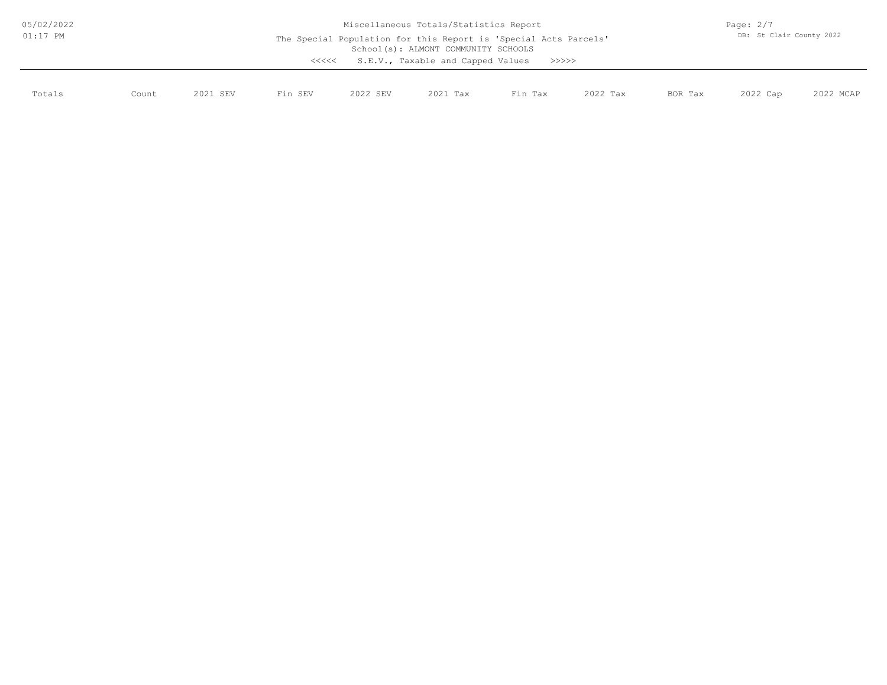Miscellaneous Totals/Statistics Report

The Special Population for this Report is 'Special Acts Parcels'

School(s): ALMONT COMMUNITY SCHOOLS

<<<<< S.E.V., Taxable and Capped Values >>>>>

| Totals | Count | 2021 SEV | Fin SEV | 2022 SEV | 2021 Tax | Fin Tax | 2022 Tax | BOR Tax | 2022 Cap | 2022 MCAP |
|---|---|---|---|---|---|---|---|---|---|---|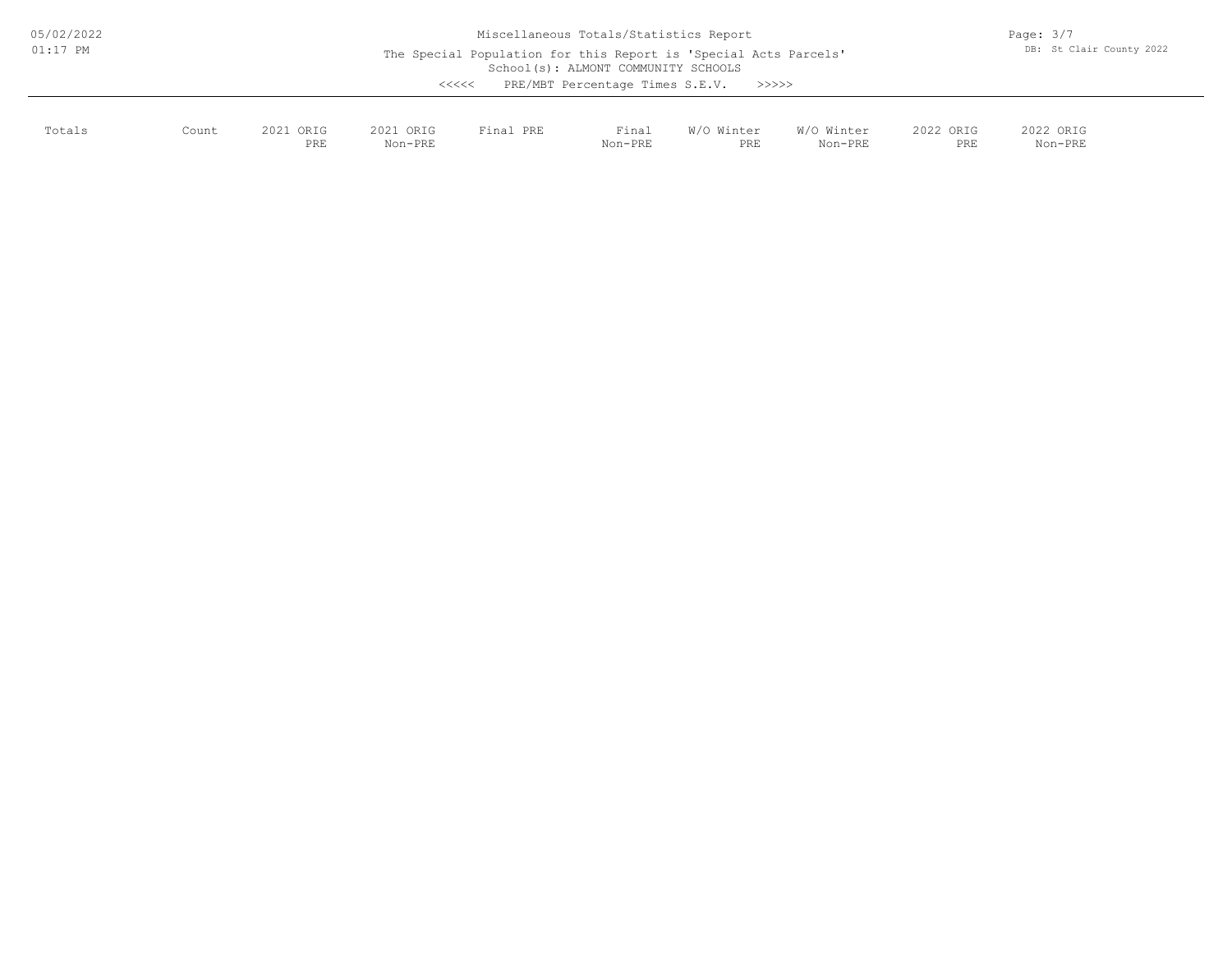Miscellaneous Totals/Statistics Report

The Special Population for this Report is 'Special Acts Parcels'

School(s): ALMONT COMMUNITY SCHOOLS

<<<<< PRE/MBT Percentage Times S.E.V. >>>>>

| Totals | Count | 2021 ORIG PRE | 2021 ORIG Non-PRE | Final PRE | Final Non-PRE | W/O Winter PRE | W/O Winter Non-PRE | 2022 ORIG PRE | 2022 ORIG Non-PRE |
|---|---|---|---|---|---|---|---|---|---|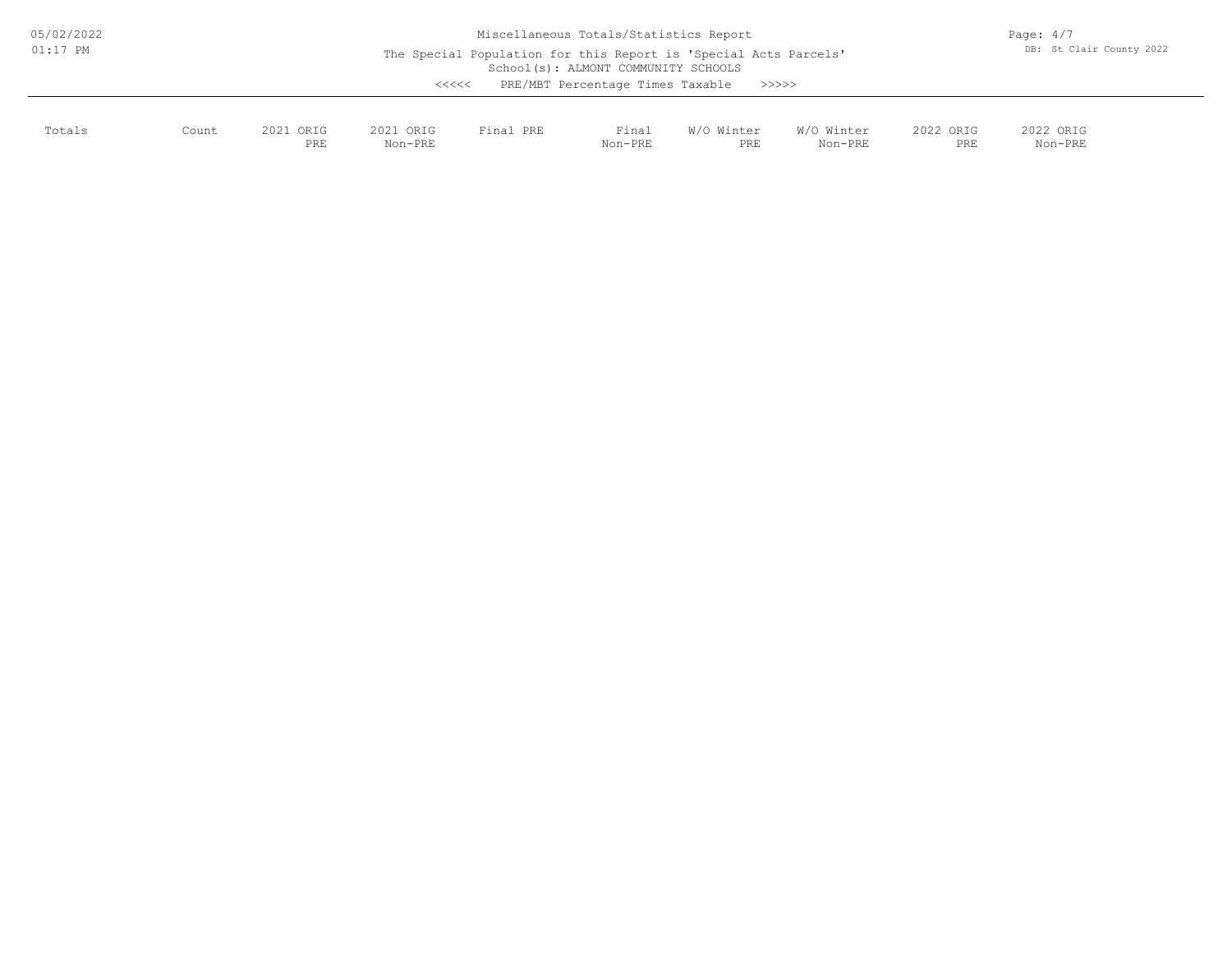Miscellaneous Totals/Statistics Report

The Special Population for this Report is 'Special Acts Parcels'

School(s): ALMONT COMMUNITY SCHOOLS

<<<<< PRE/MBT Percentage Times Taxable >>>>>

| Totals | Count | 2021 ORIG PRE | 2021 ORIG Non-PRE | Final PRE | Final Non-PRE | W/O Winter PRE | W/O Winter Non-PRE | 2022 ORIG PRE | 2022 ORIG Non-PRE |
|---|---|---|---|---|---|---|---|---|---|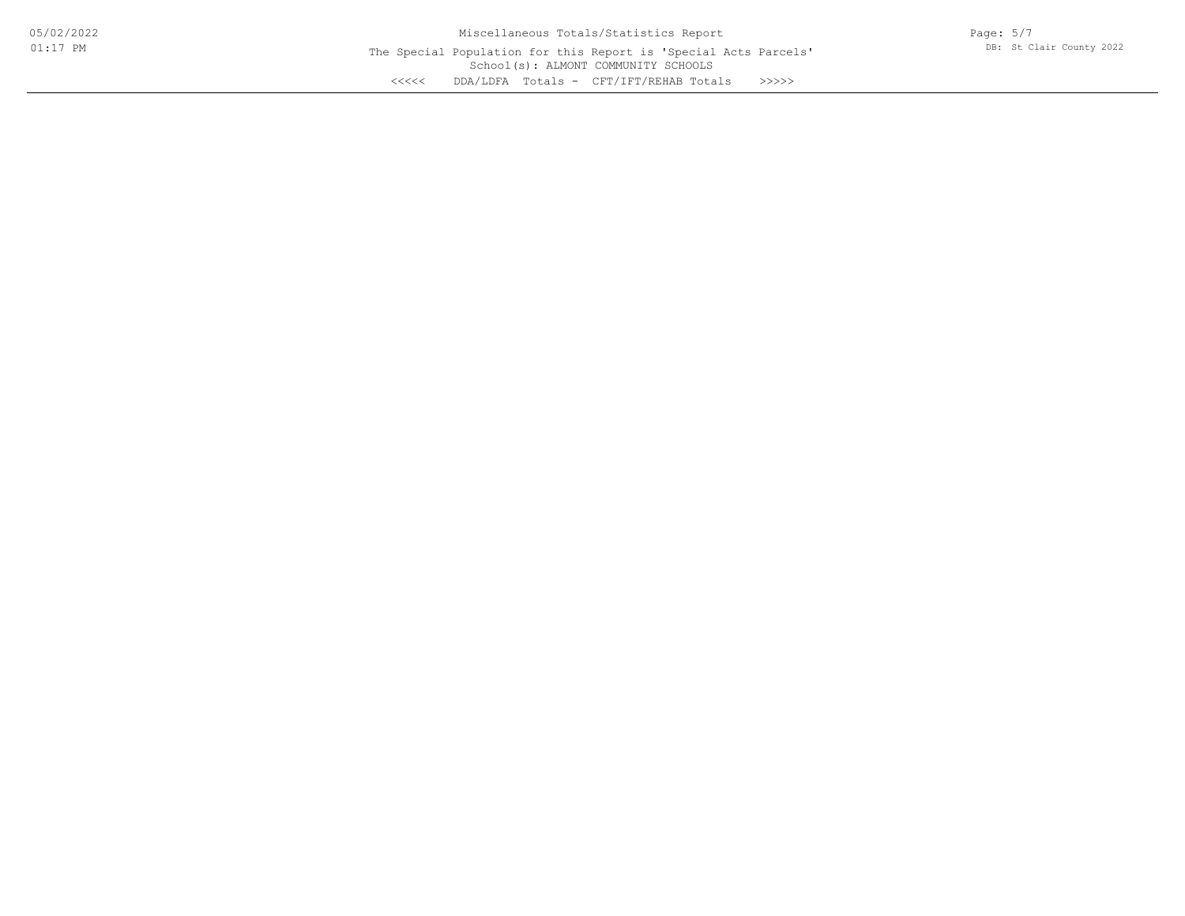Miscellaneous Totals/Statistics Report

The Special Population for this Report is 'Special Acts Parcels'

School(s): ALMONT COMMUNITY SCHOOLS

<<<<< DDA/LDFA Totals - CFT/IFT/REHAB Totals >>>>>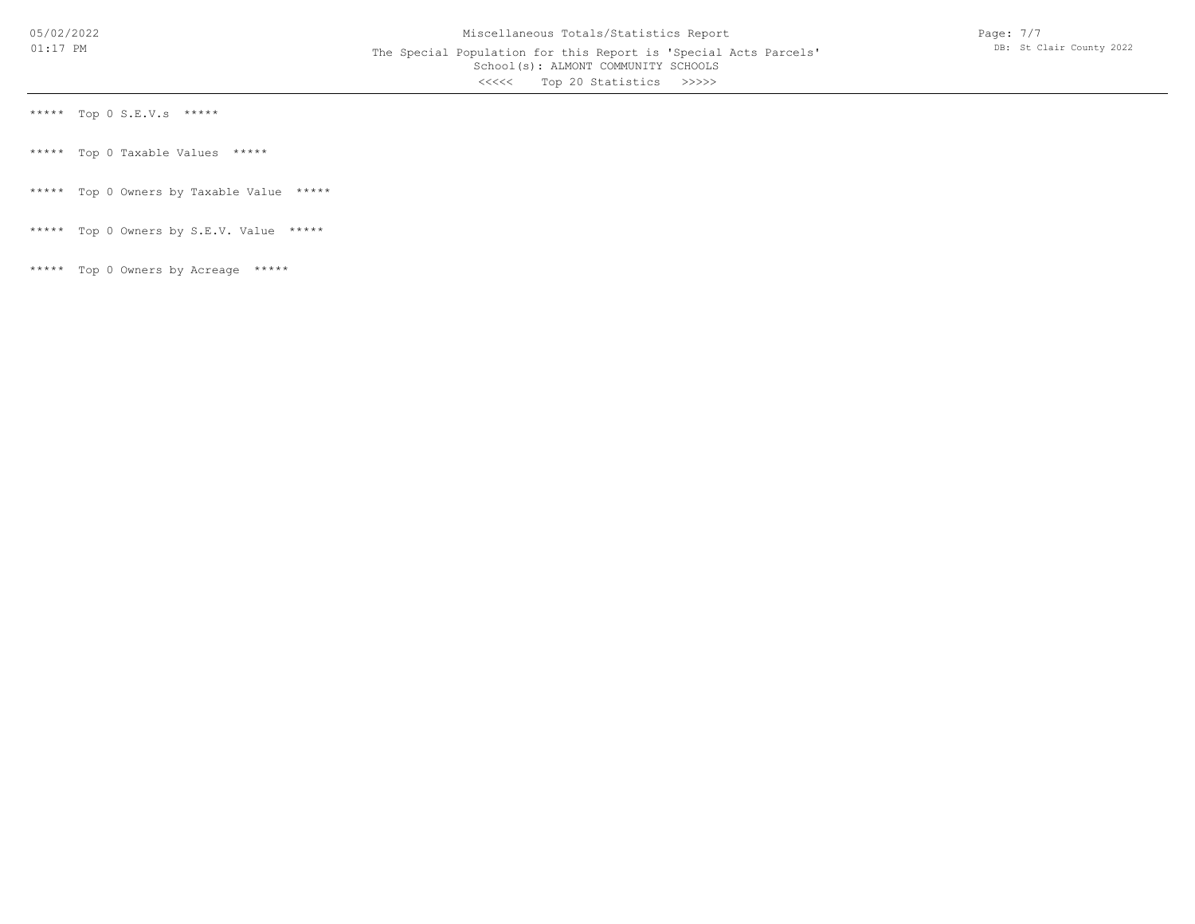***** Top 0 S.E.V.s *****

***** Top 0 Taxable Values *****

***** Top 0 Owners by Taxable Value *****

***** Top 0 Owners by S.E.V. Value *****

***** Top 0 Owners by Acreage *****